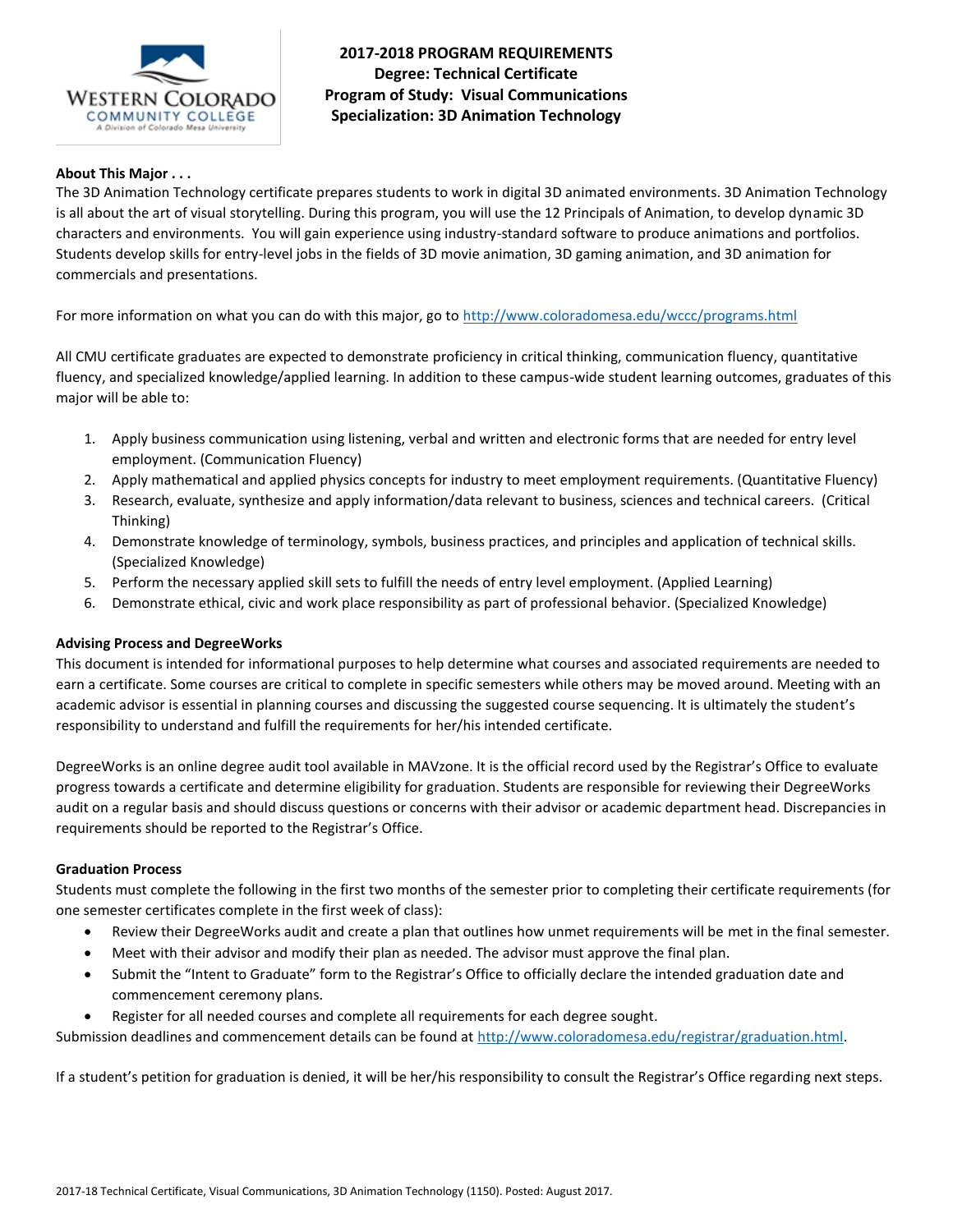# 2017-2018 PROGRAM REQUIREMENTS
## Degree: Technical Certificate
## Program of Study: Visual Communications
## Specialization: 3D Animation Technology

**About This Major . . .**

The 3D Animation Technology certificate prepares students to work in digital 3D animated environments. 3D Animation Technology is all about the art of visual storytelling. During this program, you will use the 12 Principals of Animation, to develop dynamic 3D characters and environments. You will gain experience using industry-standard software to produce animations and portfolios. Students develop skills for entry-level jobs in the fields of 3D movie animation, 3D gaming animation, and 3D animation for commercials and presentations.

For more information on what you can do with this major, go to http://www.coloradomesa.edu/wccc/programs.html

All CMU certificate graduates are expected to demonstrate proficiency in critical thinking, communication fluency, quantitative fluency, and specialized knowledge/applied learning. In addition to these campus-wide student learning outcomes, graduates of this major will be able to:

1. Apply business communication using listening, verbal and written and electronic forms that are needed for entry level employment. (Communication Fluency)
2. Apply mathematical and applied physics concepts for industry to meet employment requirements. (Quantitative Fluency)
3. Research, evaluate, synthesize and apply information/data relevant to business, sciences and technical careers. (Critical Thinking)
4. Demonstrate knowledge of terminology, symbols, business practices, and principles and application of technical skills. (Specialized Knowledge)
5. Perform the necessary applied skill sets to fulfill the needs of entry level employment. (Applied Learning)
6. Demonstrate ethical, civic and work place responsibility as part of professional behavior. (Specialized Knowledge)

**Advising Process and DegreeWorks**

This document is intended for informational purposes to help determine what courses and associated requirements are needed to earn a certificate. Some courses are critical to complete in specific semesters while others may be moved around. Meeting with an academic advisor is essential in planning courses and discussing the suggested course sequencing. It is ultimately the student's responsibility to understand and fulfill the requirements for her/his intended certificate.

DegreeWorks is an online degree audit tool available in MAVzone. It is the official record used by the Registrar's Office to evaluate progress towards a certificate and determine eligibility for graduation. Students are responsible for reviewing their DegreeWorks audit on a regular basis and should discuss questions or concerns with their advisor or academic department head. Discrepancies in requirements should be reported to the Registrar's Office.

**Graduation Process**

Students must complete the following in the first two months of the semester prior to completing their certificate requirements (for one semester certificates complete in the first week of class):

- Review their DegreeWorks audit and create a plan that outlines how unmet requirements will be met in the final semester.
- Meet with their advisor and modify their plan as needed. The advisor must approve the final plan.
- Submit the "Intent to Graduate" form to the Registrar's Office to officially declare the intended graduation date and commencement ceremony plans.
- Register for all needed courses and complete all requirements for each degree sought.

Submission deadlines and commencement details can be found at http://www.coloradomesa.edu/registrar/graduation.html.

If a student's petition for graduation is denied, it will be her/his responsibility to consult the Registrar's Office regarding next steps.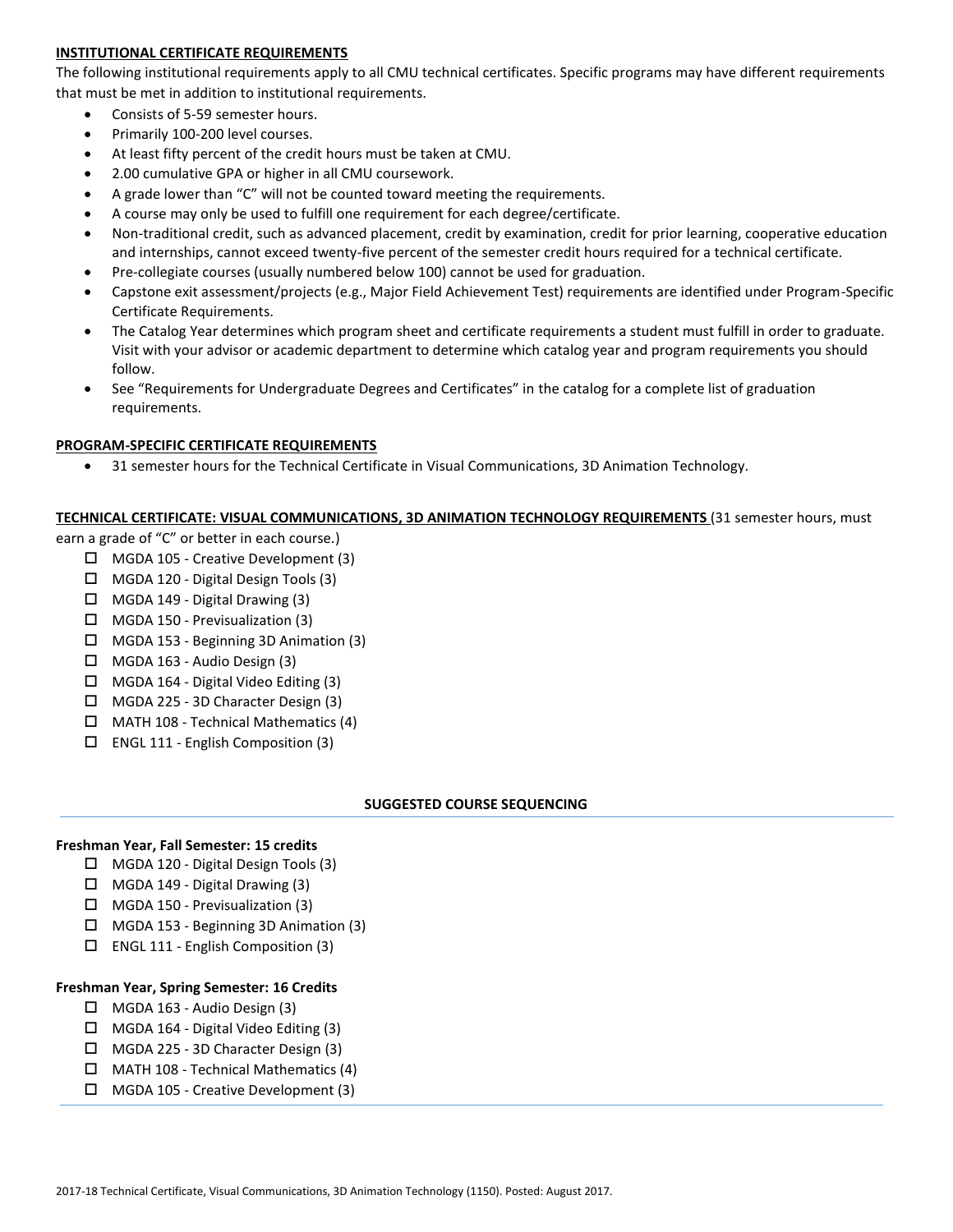**INSTITUTIONAL CERTIFICATE REQUIREMENTS**

The following institutional requirements apply to all CMU technical certificates. Specific programs may have different requirements that must be met in addition to institutional requirements.

- Consists of 5-59 semester hours.
- Primarily 100-200 level courses.
- At least fifty percent of the credit hours must be taken at CMU.
- 2.00 cumulative GPA or higher in all CMU coursework.
- A grade lower than "C" will not be counted toward meeting the requirements.
- A course may only be used to fulfill one requirement for each degree/certificate.
- Non-traditional credit, such as advanced placement, credit by examination, credit for prior learning, cooperative education and internships, cannot exceed twenty-five percent of the semester credit hours required for a technical certificate.
- Pre-collegiate courses (usually numbered below 100) cannot be used for graduation.
- Capstone exit assessment/projects (e.g., Major Field Achievement Test) requirements are identified under Program-Specific Certificate Requirements.
- The Catalog Year determines which program sheet and certificate requirements a student must fulfill in order to graduate. Visit with your advisor or academic department to determine which catalog year and program requirements you should follow.
- See "Requirements for Undergraduate Degrees and Certificates" in the catalog for a complete list of graduation requirements.

**PROGRAM-SPECIFIC CERTIFICATE REQUIREMENTS**

- 31 semester hours for the Technical Certificate in Visual Communications, 3D Animation Technology.

**TECHNICAL CERTIFICATE: VISUAL COMMUNICATIONS, 3D ANIMATION TECHNOLOGY REQUIREMENTS** (31 semester hours, must earn a grade of "C" or better in each course.)

- ☐ MGDA 105 - Creative Development (3)
- ☐ MGDA 120 - Digital Design Tools (3)
- ☐ MGDA 149 - Digital Drawing (3)
- ☐ MGDA 150 - Previsualization (3)
- ☐ MGDA 153 - Beginning 3D Animation (3)
- ☐ MGDA 163 - Audio Design (3)
- ☐ MGDA 164 - Digital Video Editing (3)
- ☐ MGDA 225 - 3D Character Design (3)
- ☐ MATH 108 - Technical Mathematics (4)
- ☐ ENGL 111 - English Composition (3)

**SUGGESTED COURSE SEQUENCING**

**Freshman Year, Fall Semester: 15 credits**

- ☐ MGDA 120 - Digital Design Tools (3)
- ☐ MGDA 149 - Digital Drawing (3)
- ☐ MGDA 150 - Previsualization (3)
- ☐ MGDA 153 - Beginning 3D Animation (3)
- ☐ ENGL 111 - English Composition (3)

**Freshman Year, Spring Semester: 16 Credits**

- ☐ MGDA 163 - Audio Design (3)
- ☐ MGDA 164 - Digital Video Editing (3)
- ☐ MGDA 225 - 3D Character Design (3)
- ☐ MATH 108 - Technical Mathematics (4)
- ☐ MGDA 105 - Creative Development (3)